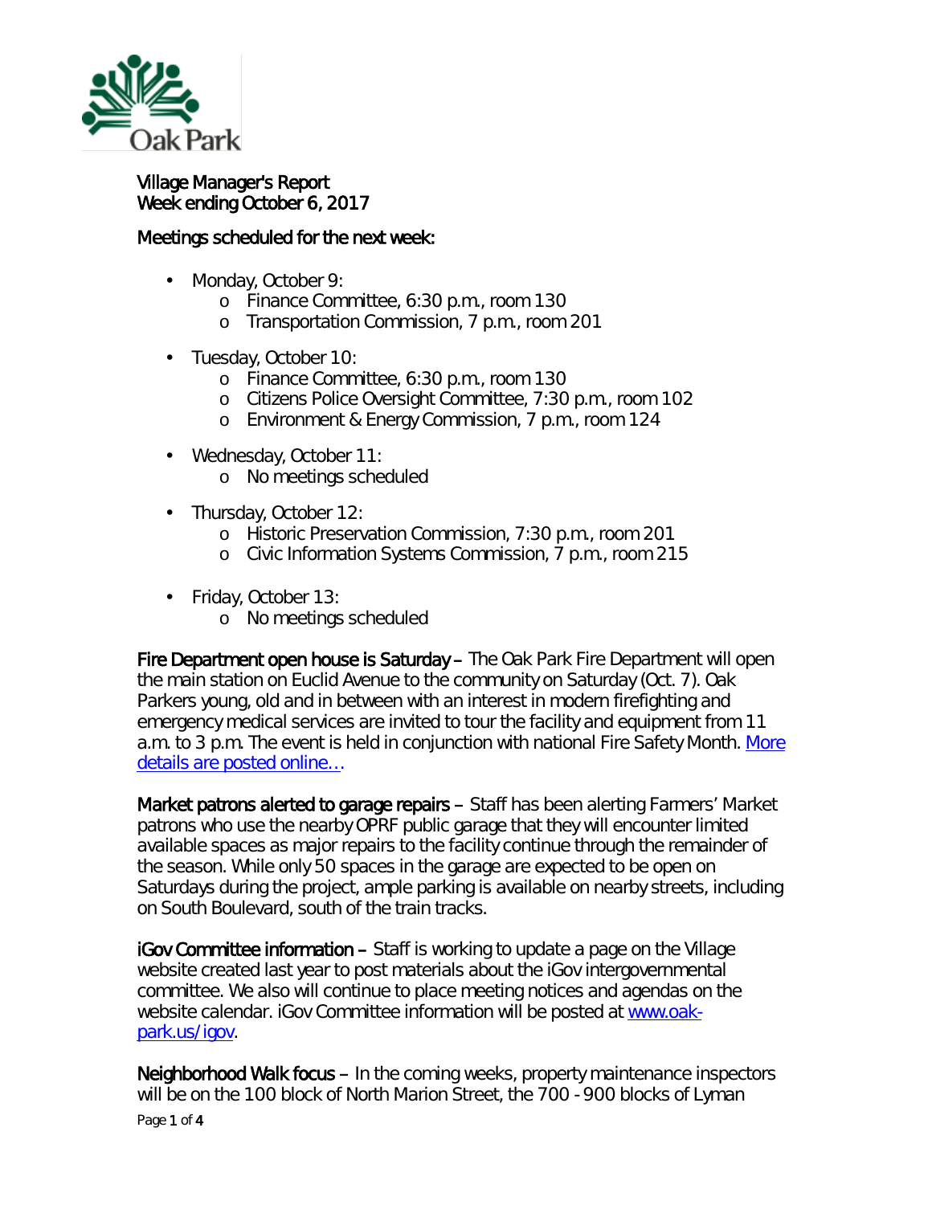Village Manager's Report
Week ending October 6, 2017

Meetings scheduled for the next week:

- Monday, October 9:
  - Finance Committee, 6:30 p.m., room 130
  - Transportation Commission, 7 p.m., room 201
- Tuesday, October 10:
  - Finance Committee, 6:30 p.m., room 130
  - Citizens Police Oversight Committee, 7:30 p.m., room 102
  - Environment & Energy Commission, 7 p.m., room 124
- Wednesday, October 11:
  - No meetings scheduled
- Thursday, October 12:
  - Historic Preservation Commission, 7:30 p.m., room 201
  - Civic Information Systems Commission, 7 p.m., room 215
- Friday, October 13:
  - No meetings scheduled

**Fire Department open house is Saturday** – The Oak Park Fire Department will open the main station on Euclid Avenue to the community on Saturday (Oct. 7). Oak Parkers young, old and in between with an interest in modern firefighting and emergency medical services are invited to tour the facility and equipment from 11 a.m. to 3 p.m. The event is held in conjunction with national Fire Safety Month. More details are posted online….

**Market patrons alerted to garage repairs** – Staff has been alerting Farmers' Market patrons who use the nearby OPRF public garage that they will encounter limited available spaces as major repairs to the facility continue through the remainder of the season. While only 50 spaces in the garage are expected to be open on Saturdays during the project, ample parking is available on nearby streets, including on South Boulevard, south of the train tracks.

**iGov Committee information** – Staff is working to update a page on the Village website created last year to post materials about the iGov intergovernmental committee. We also will continue to place meeting notices and agendas on the website calendar. iGov Committee information will be posted at www.oak-park.us/igov.

**Neighborhood Walk focus** – In the coming weeks, property maintenance inspectors will be on the 100 block of North Marion Street, the 700 - 900 blocks of Lyman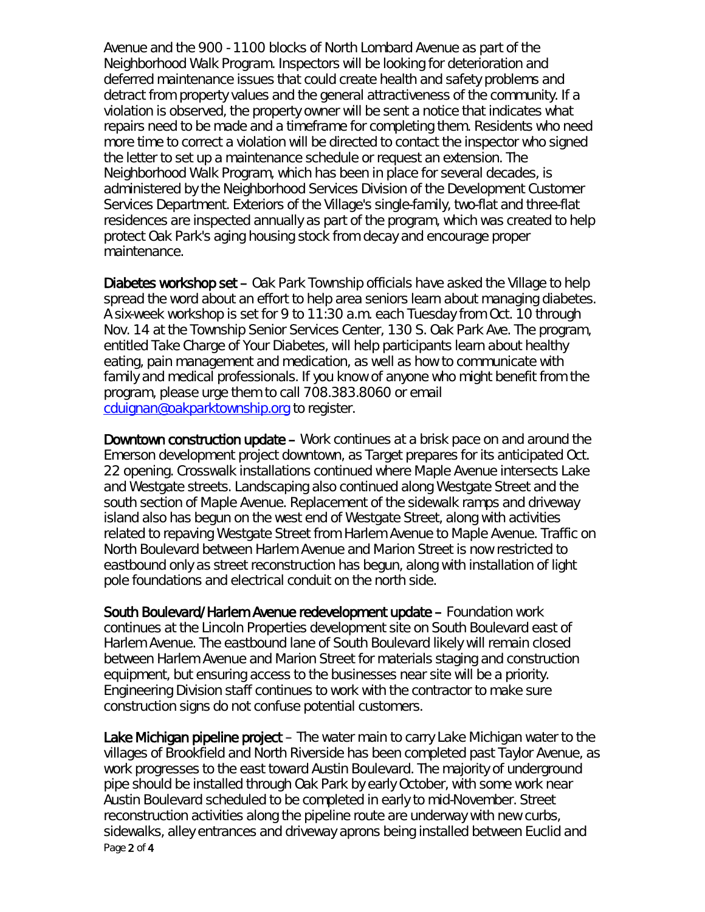Avenue and the 900 - 1100 blocks of North Lombard Avenue as part of the Neighborhood Walk Program. Inspectors will be looking for deterioration and deferred maintenance issues that could create health and safety problems and detract from property values and the general attractiveness of the community. If a violation is observed, the property owner will be sent a notice that indicates what repairs need to be made and a timeframe for completing them. Residents who need more time to correct a violation will be directed to contact the inspector who signed the letter to set up a maintenance schedule or request an extension. The Neighborhood Walk Program, which has been in place for several decades, is administered by the Neighborhood Services Division of the Development Customer Services Department. Exteriors of the Village's single-family, two-flat and three-flat residences are inspected annually as part of the program, which was created to help protect Oak Park's aging housing stock from decay and encourage proper maintenance.

**Diabetes workshop set** – Oak Park Township officials have asked the Village to help spread the word about an effort to help area seniors learn about managing diabetes. A six-week workshop is set for 9 to 11:30 a.m. each Tuesday from Oct. 10 through Nov. 14 at the Township Senior Services Center, 130 S. Oak Park Ave. The program, entitled Take Charge of Your Diabetes, will help participants learn about healthy eating, pain management and medication, as well as how to communicate with family and medical professionals. If you know of anyone who might benefit from the program, please urge them to call 708.383.8060 or email cduignan@oakparktownship.org to register.

**Downtown construction update** – Work continues at a brisk pace on and around the Emerson development project downtown, as Target prepares for its anticipated Oct. 22 opening. Crosswalk installations continued where Maple Avenue intersects Lake and Westgate streets. Landscaping also continued along Westgate Street and the south section of Maple Avenue. Replacement of the sidewalk ramps and driveway island also has begun on the west end of Westgate Street, along with activities related to repaving Westgate Street from Harlem Avenue to Maple Avenue. Traffic on North Boulevard between Harlem Avenue and Marion Street is now restricted to eastbound only as street reconstruction has begun, along with installation of light pole foundations and electrical conduit on the north side.

**South Boulevard/Harlem Avenue redevelopment update** – Foundation work continues at the Lincoln Properties development site on South Boulevard east of Harlem Avenue. The eastbound lane of South Boulevard likely will remain closed between Harlem Avenue and Marion Street for materials staging and construction equipment, but ensuring access to the businesses near site will be a priority. Engineering Division staff continues to work with the contractor to make sure construction signs do not confuse potential customers.

**Lake Michigan pipeline project** – The water main to carry Lake Michigan water to the villages of Brookfield and North Riverside has been completed past Taylor Avenue, as work progresses to the east toward Austin Boulevard. The majority of underground pipe should be installed through Oak Park by early October, with some work near Austin Boulevard scheduled to be completed in early to mid-November. Street reconstruction activities along the pipeline route are underway with new curbs, sidewalks, alley entrances and driveway aprons being installed between Euclid and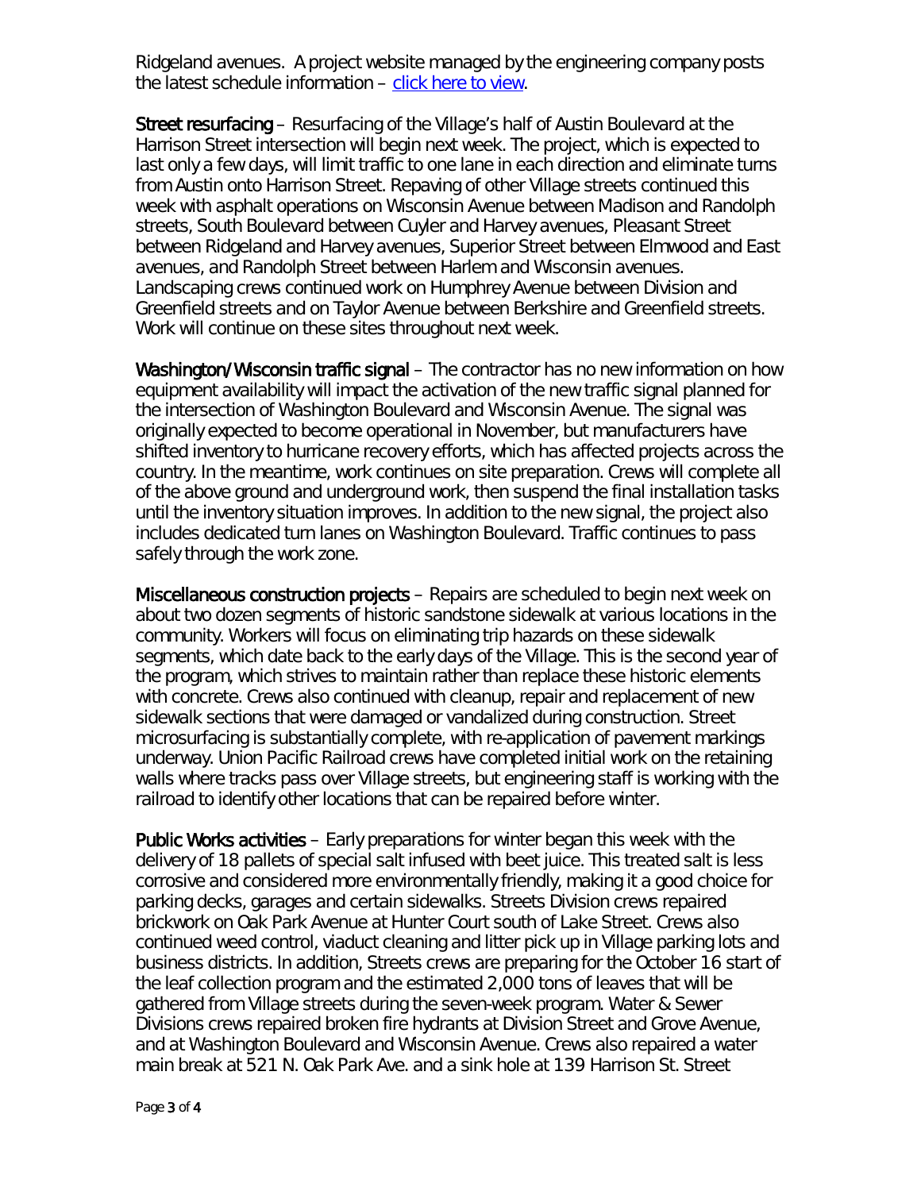Ridgeland avenues. A project website managed by the engineering company posts the latest schedule information – [click here to view](#).

**Street resurfacing** – Resurfacing of the Village's half of Austin Boulevard at the Harrison Street intersection will begin next week. The project, which is expected to last only a few days, will limit traffic to one lane in each direction and eliminate turns from Austin onto Harrison Street. Repaving of other Village streets continued this week with asphalt operations on Wisconsin Avenue between Madison and Randolph streets, South Boulevard between Cuyler and Harvey avenues, Pleasant Street between Ridgeland and Harvey avenues, Superior Street between Elmwood and East avenues, and Randolph Street between Harlem and Wisconsin avenues. Landscaping crews continued work on Humphrey Avenue between Division and Greenfield streets and on Taylor Avenue between Berkshire and Greenfield streets. Work will continue on these sites throughout next week.

**Washington/Wisconsin traffic signal** – The contractor has no new information on how equipment availability will impact the activation of the new traffic signal planned for the intersection of Washington Boulevard and Wisconsin Avenue. The signal was originally expected to become operational in November, but manufacturers have shifted inventory to hurricane recovery efforts, which has affected projects across the country. In the meantime, work continues on site preparation. Crews will complete all of the above ground and underground work, then suspend the final installation tasks until the inventory situation improves. In addition to the new signal, the project also includes dedicated turn lanes on Washington Boulevard. Traffic continues to pass safely through the work zone.

**Miscellaneous construction projects** – Repairs are scheduled to begin next week on about two dozen segments of historic sandstone sidewalk at various locations in the community. Workers will focus on eliminating trip hazards on these sidewalk segments, which date back to the early days of the Village. This is the second year of the program, which strives to maintain rather than replace these historic elements with concrete. Crews also continued with cleanup, repair and replacement of new sidewalk sections that were damaged or vandalized during construction. Street microsurfacing is substantially complete, with re-application of pavement markings underway. Union Pacific Railroad crews have completed initial work on the retaining walls where tracks pass over Village streets, but engineering staff is working with the railroad to identify other locations that can be repaired before winter.

**Public Works activities** – Early preparations for winter began this week with the delivery of 18 pallets of special salt infused with beet juice. This treated salt is less corrosive and considered more environmentally friendly, making it a good choice for parking decks, garages and certain sidewalks. Streets Division crews repaired brickwork on Oak Park Avenue at Hunter Court south of Lake Street. Crews also continued weed control, viaduct cleaning and litter pick up in Village parking lots and business districts. In addition, Streets crews are preparing for the October 16 start of the leaf collection program and the estimated 2,000 tons of leaves that will be gathered from Village streets during the seven-week program. Water & Sewer Divisions crews repaired broken fire hydrants at Division Street and Grove Avenue, and at Washington Boulevard and Wisconsin Avenue. Crews also repaired a water main break at 521 N. Oak Park Ave. and a sink hole at 139 Harrison St. Street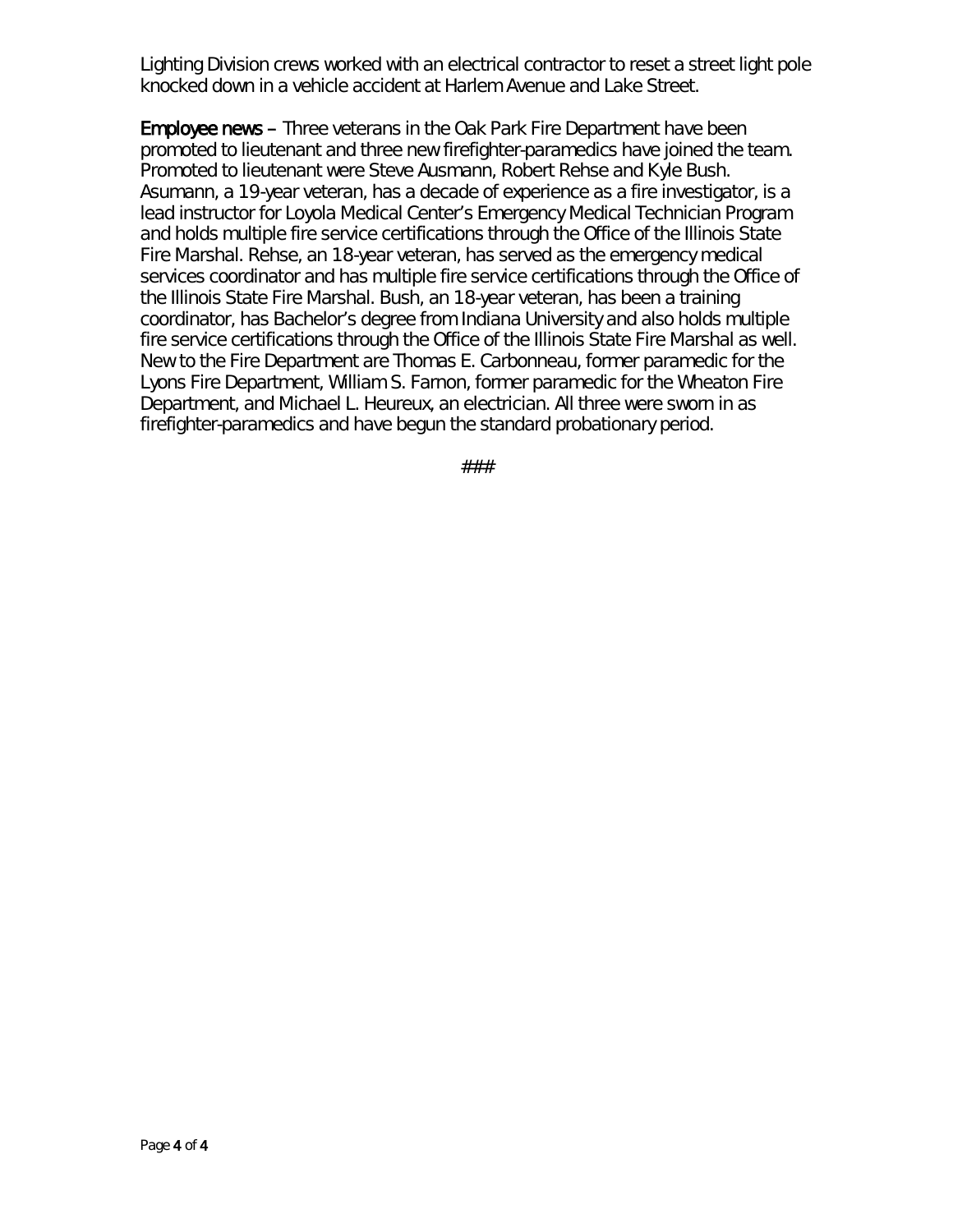Lighting Division crews worked with an electrical contractor to reset a street light pole knocked down in a vehicle accident at Harlem Avenue and Lake Street.

**Employee news** – Three veterans in the Oak Park Fire Department have been promoted to lieutenant and three new firefighter-paramedics have joined the team. Promoted to lieutenant were Steve Ausmann, Robert Rehse and Kyle Bush. Asumann, a 19-year veteran, has a decade of experience as a fire investigator, is a lead instructor for Loyola Medical Center's Emergency Medical Technician Program and holds multiple fire service certifications through the Office of the Illinois State Fire Marshal. Rehse, an 18-year veteran, has served as the emergency medical services coordinator and has multiple fire service certifications through the Office of the Illinois State Fire Marshal. Bush, an 18-year veteran, has been a training coordinator, has Bachelor's degree from Indiana University and also holds multiple fire service certifications through the Office of the Illinois State Fire Marshal as well. New to the Fire Department are Thomas E. Carbonneau, former paramedic for the Lyons Fire Department, William S. Farnon, former paramedic for the Wheaton Fire Department, and Michael L. Heureux, an electrician. All three were sworn in as firefighter-paramedics and have begun the standard probationary period.

###